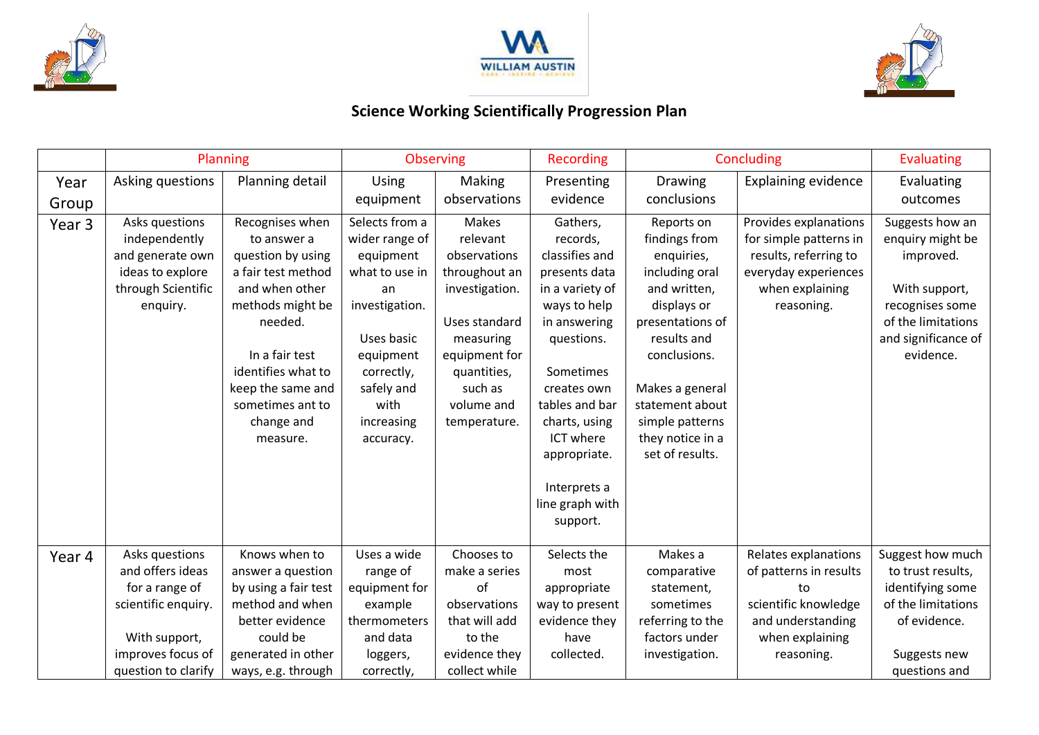# Science Working Scientifically Progression Plan

| | Planning | | Observing | | Recording | Concluding | | Evaluating |
|---|---|---|---|---|---|---|---|---|
| Year Group | Asking questions | Planning detail | Using equipment | Making observations | Presenting evidence | Drawing conclusions | Explaining evidence | Evaluating outcomes |
| Year 3 | Asks questions independently and generate own ideas to explore through Scientific enquiry. | Recognises when to answer a question by using a fair test method and when other methods might be needed.<br><br>In a fair test identifies what to keep the same and sometimes ant to change and measure. | Selects from a wider range of equipment what to use in an investigation.<br><br>Uses basic equipment correctly, safely and with increasing accuracy. | Makes relevant observations throughout an investigation.<br><br>Uses standard measuring equipment for quantities, such as volume and temperature. | Gathers, records, classifies and presents data in a variety of ways to help in answering questions.<br><br>Sometimes creates own tables and bar charts, using ICT where appropriate.<br><br>Interprets a line graph with support. | Reports on findings from enquiries, including oral and written, displays or presentations of results and conclusions.<br><br>Makes a general statement about simple patterns they notice in a set of results. | Provides explanations for simple patterns in results, referring to everyday experiences when explaining reasoning. | Suggests how an enquiry might be improved.<br><br>With support, recognises some of the limitations and significance of evidence. |
| Year 4 | Asks questions and offers ideas for a range of scientific enquiry.<br><br>With support, improves focus of question to clarify | Knows when to answer a question by using a fair test method and when better evidence could be generated in other ways, e.g. through | Uses a wide range of equipment for example thermometers and data loggers, correctly, | Chooses to make a series of observations that will add to the evidence they collect while | Selects the most appropriate way to present evidence they have collected. | Makes a comparative statement, sometimes referring to the factors under investigation. | Relates explanations of patterns in results to scientific knowledge and understanding when explaining reasoning. | Suggest how much to trust results, identifying some of the limitations of evidence.<br><br>Suggests new questions and |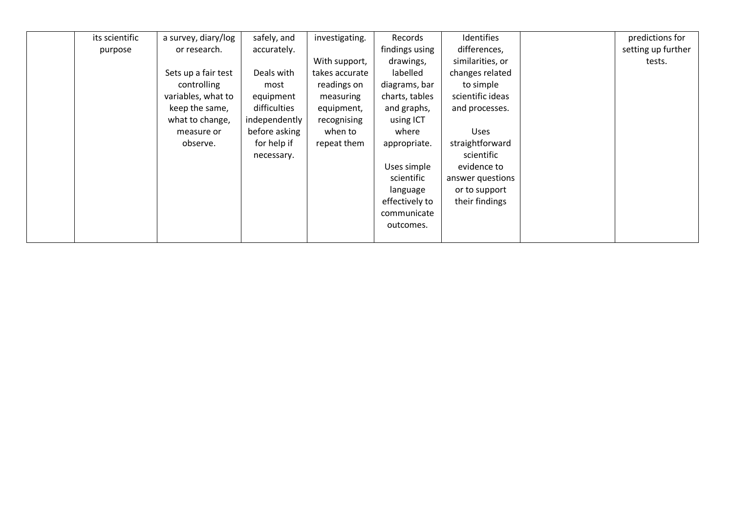| | | | | | | | | |
|---|---|---|---|---|---|---|---|---|
| | its scientific purpose | a survey, diary/log or research.<br><br>Sets up a fair test controlling variables, what to keep the same, what to change, measure or observe. | safely, and accurately.<br><br>Deals with most equipment difficulties independently before asking for help if necessary. | investigating.<br><br>With support, takes accurate readings on measuring equipment, recognising when to repeat them | Records findings using drawings, labelled diagrams, bar charts, tables and graphs, using ICT where appropriate.<br><br>Uses simple scientific language effectively to communicate outcomes. | Identifies differences, similarities, or changes related to simple scientific ideas and processes.<br><br>Uses straightforward scientific evidence to answer questions or to support their findings | | predictions for setting up further tests. |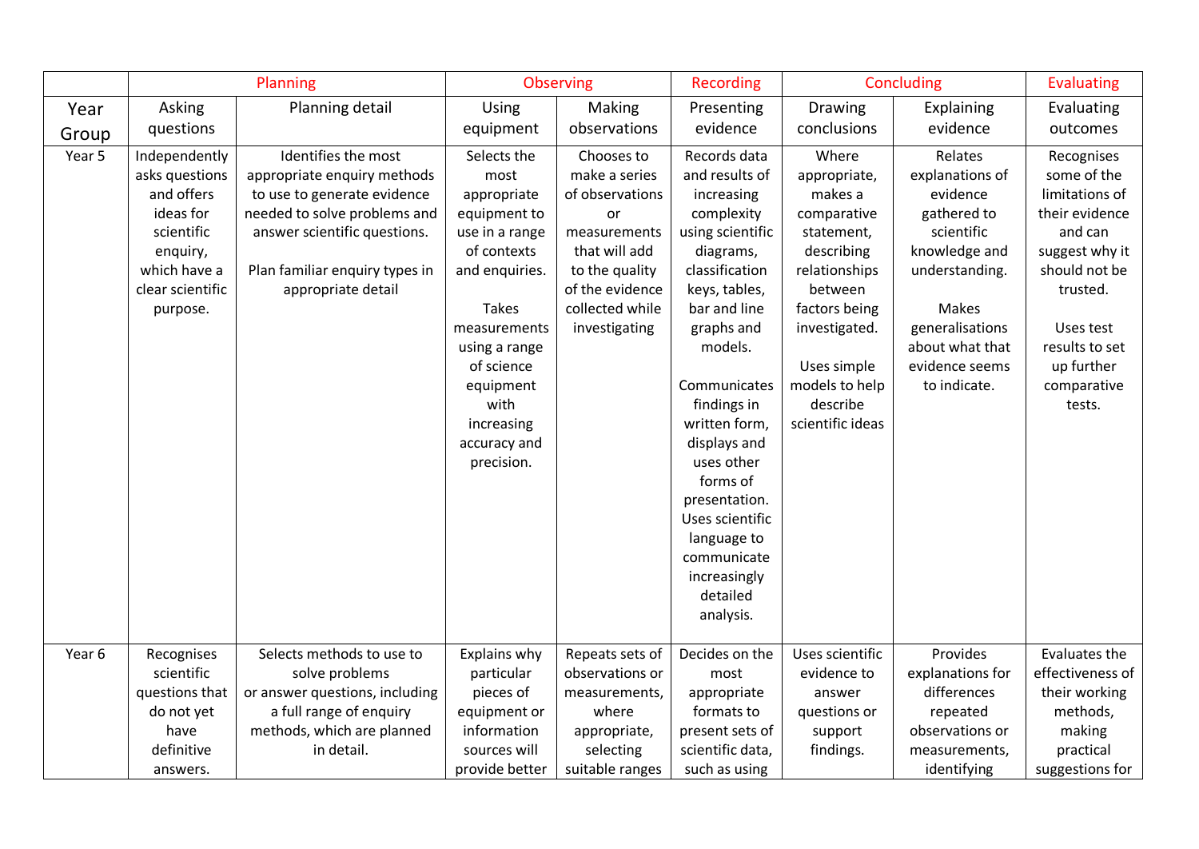| | Planning | | Observing | | Recording | Concluding | | Evaluating |
|---|---|---|---|---|---|---|---|---|
| Year Group | Asking questions | Planning detail | Using equipment | Making observations | Presenting evidence | Drawing conclusions | Explaining evidence | Evaluating outcomes |
| Year 5 | Independently asks questions and offers ideas for scientific enquiry, which have a clear scientific purpose. | Identifies the most appropriate enquiry methods to use to generate evidence needed to solve problems and answer scientific questions. Plan familiar enquiry types in appropriate detail | Selects the most appropriate equipment to use in a range of contexts and enquiries. Takes measurements using a range of science equipment with increasing accuracy and precision. | Chooses to make a series of observations or measurements that will add to the quality of the evidence collected while investigating | Records data and results of increasing complexity using scientific diagrams, classification keys, tables, bar and line graphs and models. Communicates findings in written form, displays and uses other forms of presentation. Uses scientific language to communicate increasingly detailed analysis. | Where appropriate, makes a comparative statement, describing relationships between factors being investigated. Uses simple models to help describe scientific ideas | Relates explanations of evidence gathered to scientific knowledge and understanding. Makes generalisations about what that evidence seems to indicate. | Recognises some of the limitations of their evidence and can suggest why it should not be trusted. Uses test results to set up further comparative tests. |
| Year 6 | Recognises scientific questions that do not yet have definitive answers. | Selects methods to use to solve problems or answer questions, including a full range of enquiry methods, which are planned in detail. | Explains why particular pieces of equipment or information sources will provide better | Repeats sets of observations or measurements, where appropriate, selecting suitable ranges | Decides on the most appropriate formats to present sets of scientific data, such as using | Uses scientific evidence to answer questions or support findings. | Provides explanations for differences repeated observations or measurements, identifying | Evaluates the effectiveness of their working methods, making practical suggestions for |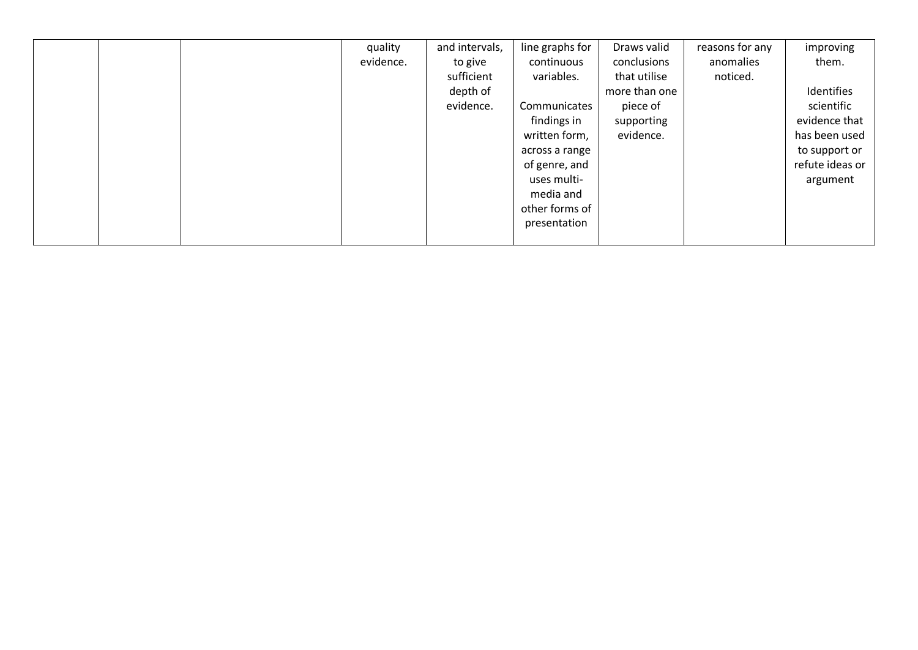| | | | | | | | | |
|---|---|---|---|---|---|---|---|---|
| | | | quality evidence. | and intervals, to give sufficient depth of evidence. | line graphs for continuous variables.<br><br>Communicates findings in written form, across a range of genre, and uses multi-media and other forms of presentation | Draws valid conclusions that utilise more than one piece of supporting evidence. | reasons for any anomalies noticed. | improving them.<br><br>Identifies scientific evidence that has been used to support or refute ideas or argument |